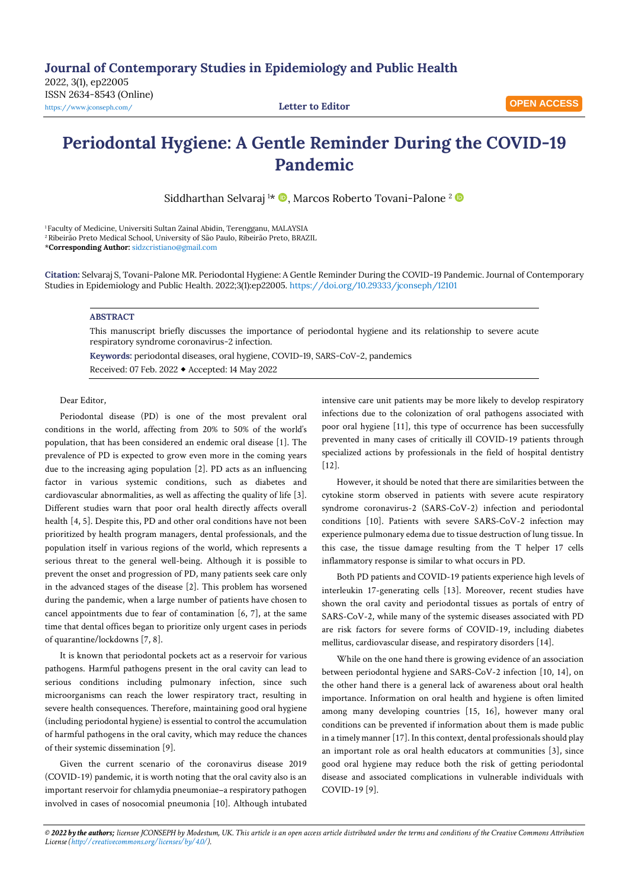Journal of Contemporary Studies in Epidemiology and Public Health
2022, 3(1), ep22005
ISSN 2634-8543 (Online)
https://www.jconseph.com/

Letter to Editor

OPEN ACCESS

# Periodontal Hygiene: A Gentle Reminder During the COVID-19 Pandemic

Siddharthan Selvaraj [1]*, Marcos Roberto Tovani-Palone [2]

[1] Faculty of Medicine, Universiti Sultan Zainal Abidin, Terengganu, MALAYSIA
[2] Ribeirão Preto Medical School, University of São Paulo, Ribeirão Preto, BRAZIL
***Corresponding Author:** sidzcristiano@gmail.com

**Citation:** Selvaraj S, Tovani-Palone MR. Periodontal Hygiene: A Gentle Reminder During the COVID-19 Pandemic. Journal of Contemporary Studies in Epidemiology and Public Health. 2022;3(1):ep22005. https://doi.org/10.29333/jconseph/12101

## ABSTRACT

This manuscript briefly discusses the importance of periodontal hygiene and its relationship to severe acute respiratory syndrome coronavirus-2 infection.

**Keywords:** periodontal diseases, oral hygiene, COVID-19, SARS-CoV-2, pandemics

Received: 07 Feb. 2022 ◆ Accepted: 14 May 2022

Dear Editor,

Periodontal disease (PD) is one of the most prevalent oral conditions in the world, affecting from 20% to 50% of the world's population, that has been considered an endemic oral disease [1]. The prevalence of PD is expected to grow even more in the coming years due to the increasing aging population [2]. PD acts as an influencing factor in various systemic conditions, such as diabetes and cardiovascular abnormalities, as well as affecting the quality of life [3]. Different studies warn that poor oral health directly affects overall health [4, 5]. Despite this, PD and other oral conditions have not been prioritized by health program managers, dental professionals, and the population itself in various regions of the world, which represents a serious threat to the general well-being. Although it is possible to prevent the onset and progression of PD, many patients seek care only in the advanced stages of the disease [2]. This problem has worsened during the pandemic, when a large number of patients have chosen to cancel appointments due to fear of contamination [6, 7], at the same time that dental offices began to prioritize only urgent cases in periods of quarantine/lockdowns [7, 8].

It is known that periodontal pockets act as a reservoir for various pathogens. Harmful pathogens present in the oral cavity can lead to serious conditions including pulmonary infection, since such microorganisms can reach the lower respiratory tract, resulting in severe health consequences. Therefore, maintaining good oral hygiene (including periodontal hygiene) is essential to control the accumulation of harmful pathogens in the oral cavity, which may reduce the chances of their systemic dissemination [9].

Given the current scenario of the coronavirus disease 2019 (COVID-19) pandemic, it is worth noting that the oral cavity also is an important reservoir for chlamydia pneumoniae–a respiratory pathogen involved in cases of nosocomial pneumonia [10]. Although intubated intensive care unit patients may be more likely to develop respiratory infections due to the colonization of oral pathogens associated with poor oral hygiene [11], this type of occurrence has been successfully prevented in many cases of critically ill COVID-19 patients through specialized actions by professionals in the field of hospital dentistry [12].

However, it should be noted that there are similarities between the cytokine storm observed in patients with severe acute respiratory syndrome coronavirus-2 (SARS-CoV-2) infection and periodontal conditions [10]. Patients with severe SARS-CoV-2 infection may experience pulmonary edema due to tissue destruction of lung tissue. In this case, the tissue damage resulting from the T helper 17 cells inflammatory response is similar to what occurs in PD.

Both PD patients and COVID-19 patients experience high levels of interleukin 17-generating cells [13]. Moreover, recent studies have shown the oral cavity and periodontal tissues as portals of entry of SARS-CoV-2, while many of the systemic diseases associated with PD are risk factors for severe forms of COVID-19, including diabetes mellitus, cardiovascular disease, and respiratory disorders [14].

While on the one hand there is growing evidence of an association between periodontal hygiene and SARS-CoV-2 infection [10, 14], on the other hand there is a general lack of awareness about oral health importance. Information on oral health and hygiene is often limited among many developing countries [15, 16], however many oral conditions can be prevented if information about them is made public in a timely manner [17]. In this context, dental professionals should play an important role as oral health educators at communities [3], since good oral hygiene may reduce both the risk of getting periodontal disease and associated complications in vulnerable individuals with COVID-19 [9].

*© 2022 by the authors; licensee JCONSEPH by Modestum, UK. This article is an open access article distributed under the terms and conditions of the Creative Commons Attribution License (http://creativecommons.org/licenses/by/4.0/).*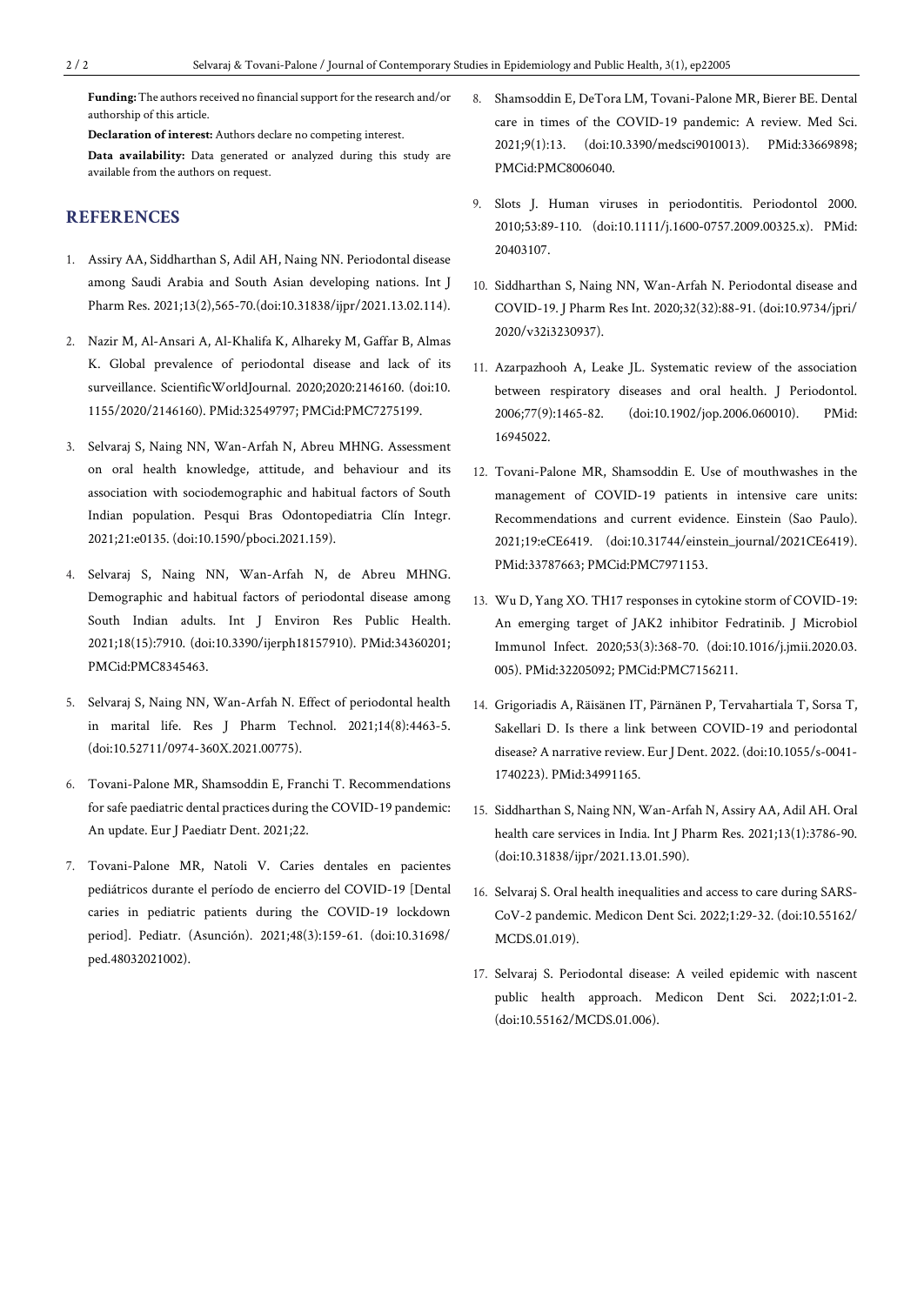**Funding:** The authors received no financial support for the research and/or authorship of this article.

**Declaration of interest:** Authors declare no competing interest.

**Data availability:** Data generated or analyzed during this study are available from the authors on request.

## REFERENCES

1. Assiry AA, Siddharthan S, Adil AH, Naing NN. Periodontal disease among Saudi Arabia and South Asian developing nations. Int J Pharm Res. 2021;13(2),565-70.(doi:10.31838/ijpr/2021.13.02.114).
2. Nazir M, Al-Ansari A, Al-Khalifa K, Alhareky M, Gaffar B, Almas K. Global prevalence of periodontal disease and lack of its surveillance. ScientificWorldJournal. 2020;2020:2146160. (doi:10.1155/2020/2146160). PMid:32549797; PMCid:PMC7275199.
3. Selvaraj S, Naing NN, Wan-Arfah N, Abreu MHNG. Assessment on oral health knowledge, attitude, and behaviour and its association with sociodemographic and habitual factors of South Indian population. Pesqui Bras Odontopediatria Clín Integr. 2021;21:e0135. (doi:10.1590/pboci.2021.159).
4. Selvaraj S, Naing NN, Wan-Arfah N, de Abreu MHNG. Demographic and habitual factors of periodontal disease among South Indian adults. Int J Environ Res Public Health. 2021;18(15):7910. (doi:10.3390/ijerph18157910). PMid:34360201; PMCid:PMC8345463.
5. Selvaraj S, Naing NN, Wan-Arfah N. Effect of periodontal health in marital life. Res J Pharm Technol. 2021;14(8):4463-5. (doi:10.52711/0974-360X.2021.00775).
6. Tovani-Palone MR, Shamsoddin E, Franchi T. Recommendations for safe paediatric dental practices during the COVID-19 pandemic: An update. Eur J Paediatr Dent. 2021;22.
7. Tovani-Palone MR, Natoli V. Caries dentales en pacientes pediátricos durante el período de encierro del COVID-19 [Dental caries in pediatric patients during the COVID-19 lockdown period]. Pediatr. (Asunción). 2021;48(3):159-61. (doi:10.31698/ped.48032021002).
8. Shamsoddin E, DeTora LM, Tovani-Palone MR, Bierer BE. Dental care in times of the COVID-19 pandemic: A review. Med Sci. 2021;9(1):13. (doi:10.3390/medsci9010013). PMid:33669898; PMCid:PMC8006040.
9. Slots J. Human viruses in periodontitis. Periodontol 2000. 2010;53:89-110. (doi:10.1111/j.1600-0757.2009.00325.x). PMid:20403107.
10. Siddharthan S, Naing NN, Wan-Arfah N. Periodontal disease and COVID-19. J Pharm Res Int. 2020;32(32):88-91. (doi:10.9734/jpri/2020/v32i3230937).
11. Azarpazhooh A, Leake JL. Systematic review of the association between respiratory diseases and oral health. J Periodontol. 2006;77(9):1465-82. (doi:10.1902/jop.2006.060010). PMid:16945022.
12. Tovani-Palone MR, Shamsoddin E. Use of mouthwashes in the management of COVID-19 patients in intensive care units: Recommendations and current evidence. Einstein (Sao Paulo). 2021;19:eCE6419. (doi:10.31744/einstein_journal/2021CE6419). PMid:33787663; PMCid:PMC7971153.
13. Wu D, Yang XO. TH17 responses in cytokine storm of COVID-19: An emerging target of JAK2 inhibitor Fedratinib. J Microbiol Immunol Infect. 2020;53(3):368-70. (doi:10.1016/j.jmii.2020.03.005). PMid:32205092; PMCid:PMC7156211.
14. Grigoriadis A, Räisänen IT, Pärnänen P, Tervahartiala T, Sorsa T, Sakellari D. Is there a link between COVID-19 and periodontal disease? A narrative review. Eur J Dent. 2022. (doi:10.1055/s-0041-1740223). PMid:34991165.
15. Siddharthan S, Naing NN, Wan-Arfah N, Assiry AA, Adil AH. Oral health care services in India. Int J Pharm Res. 2021;13(1):3786-90. (doi:10.31838/ijpr/2021.13.01.590).
16. Selvaraj S. Oral health inequalities and access to care during SARS-CoV-2 pandemic. Medicon Dent Sci. 2022;1:29-32. (doi:10.55162/MCDS.01.019).
17. Selvaraj S. Periodontal disease: A veiled epidemic with nascent public health approach. Medicon Dent Sci. 2022;1:01-2. (doi:10.55162/MCDS.01.006).